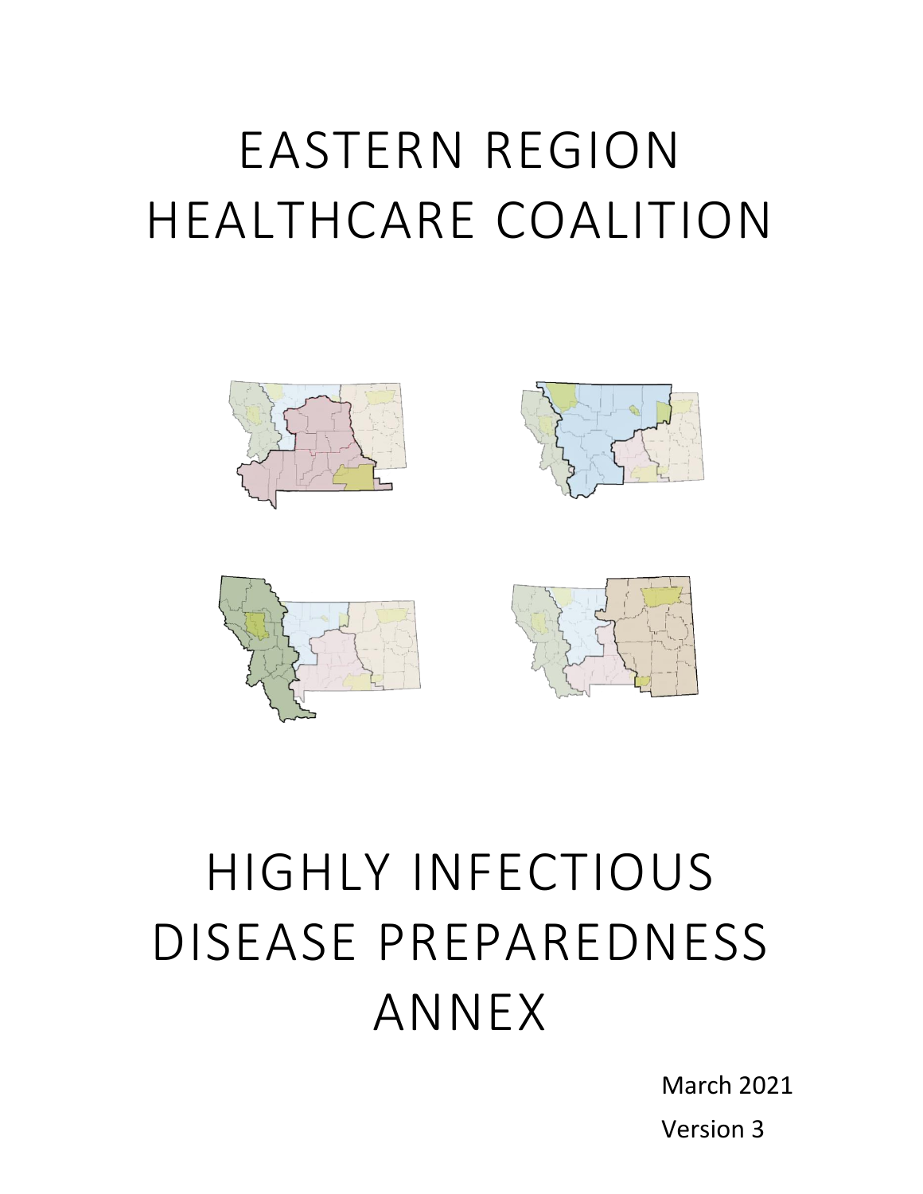# EASTERN REGION HEALTHCARE COALITION

# HIGHLY INFECTIOUS DISEASE PREPAREDNESS ANNEX

March 2021

Version 3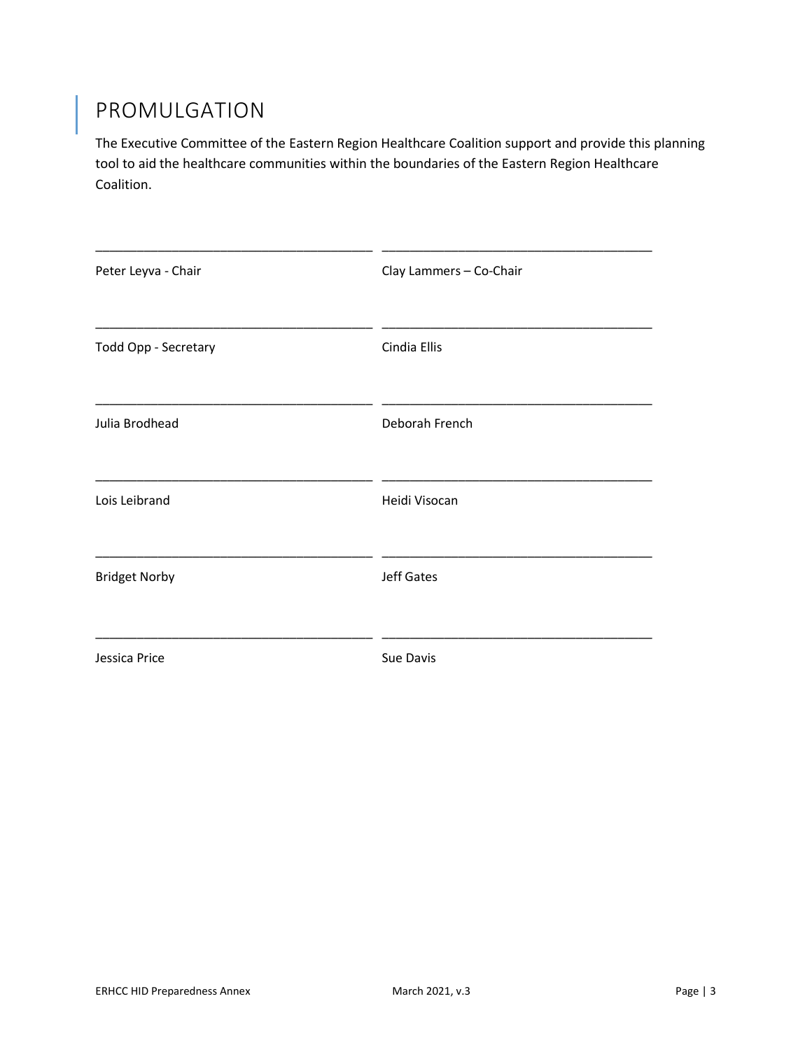# PROMULGATION

The Executive Committee of the Eastern Region Healthcare Coalition support and provide this planning tool to aid the healthcare communities within the boundaries of the Eastern Region Healthcare Coalition.

| | |
|---|---|
| ______________________________________ | ______________________________________ |
| Peter Leyva - Chair | Clay Lammers – Co-Chair |
| ______________________________________ | ______________________________________ |
| Todd Opp - Secretary | Cindia Ellis |
| ______________________________________ | ______________________________________ |
| Julia Brodhead | Deborah French |
| ______________________________________ | ______________________________________ |
| Lois Leibrand | Heidi Visocan |
| ______________________________________ | ______________________________________ |
| Bridget Norby | Jeff Gates |
| ______________________________________ | ______________________________________ |
| Jessica Price | Sue Davis |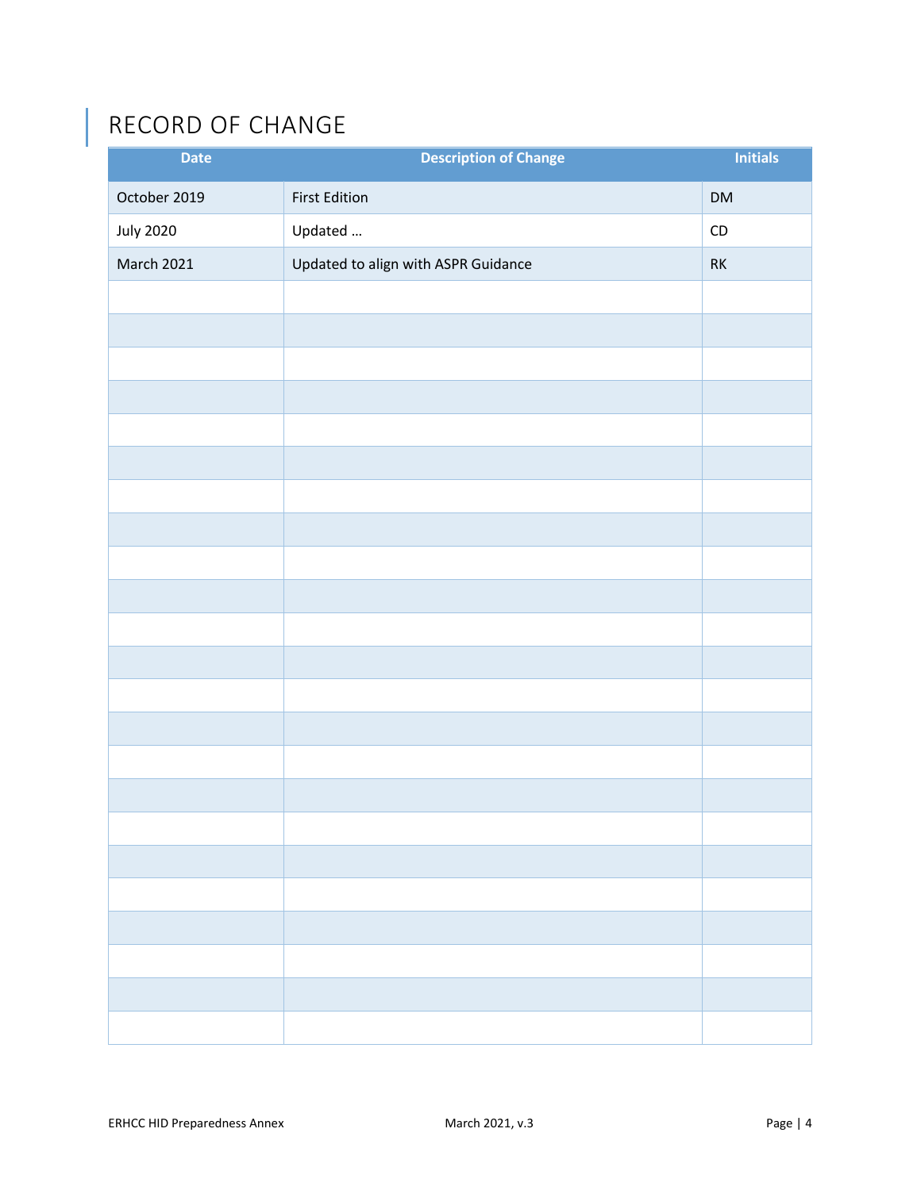# RECORD OF CHANGE

| Date | Description of Change | Initials |
|---|---|---|
| October 2019 | First Edition | DM |
| July 2020 | Updated … | CD |
| March 2021 | Updated to align with ASPR Guidance | RK |
| | | |
| | | |
| | | |
| | | |
| | | |
| | | |
| | | |
| | | |
| | | |
| | | |
| | | |
| | | |
| | | |
| | | |
| | | |
| | | |
| | | |
| | | |
| | | |
| | | |
| | | |
| | | |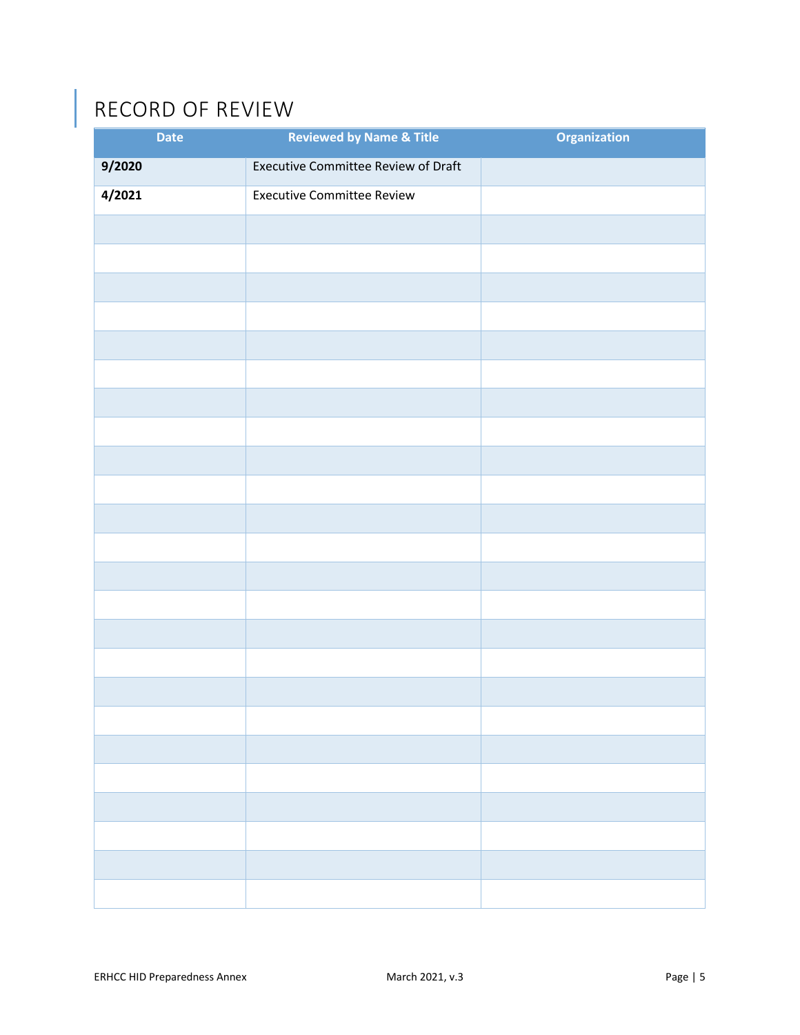# RECORD OF REVIEW

| Date | Reviewed by Name & Title | Organization |
|---|---|---|
| **9/2020** | Executive Committee Review of Draft | |
| **4/2021** | Executive Committee Review | |
| | | |
| | | |
| | | |
| | | |
| | | |
| | | |
| | | |
| | | |
| | | |
| | | |
| | | |
| | | |
| | | |
| | | |
| | | |
| | | |
| | | |
| | | |
| | | |
| | | |
| | | |
| | | |
| | | |
| | | |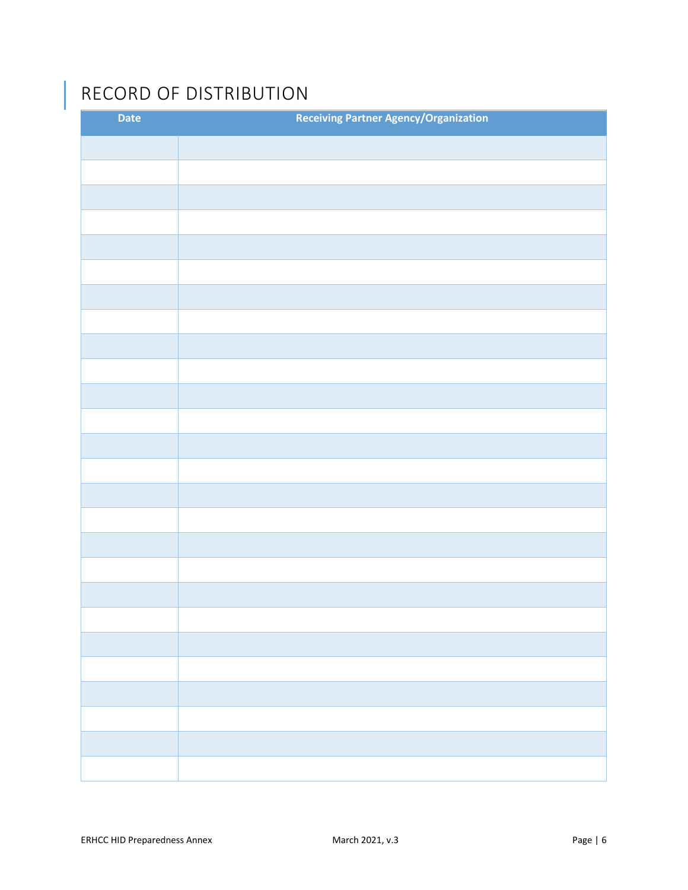# RECORD OF DISTRIBUTION

| Date | Receiving Partner Agency/Organization |
|---|---|
| | |
| | |
| | |
| | |
| | |
| | |
| | |
| | |
| | |
| | |
| | |
| | |
| | |
| | |
| | |
| | |
| | |
| | |
| | |
| | |
| | |
| | |
| | |
| | |
| | |
| | |
| | |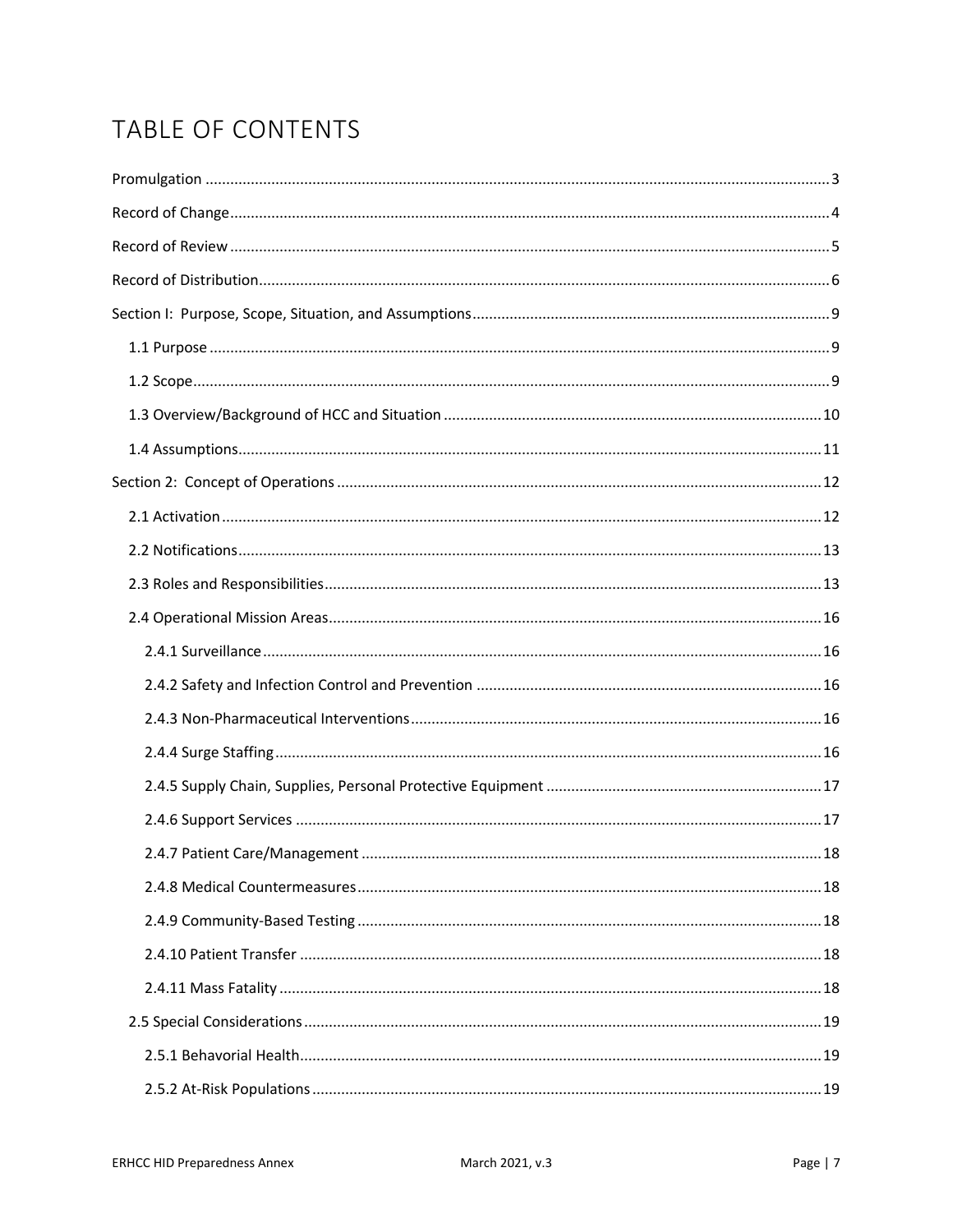# TABLE OF CONTENTS

Promulgation ....................................................................................................................................... 3

Record of Change................................................................................................................................ 4

Record of Review ................................................................................................................................ 5

Record of Distribution.......................................................................................................................... 6

Section I: Purpose, Scope, Situation, and Assumptions........................................................................ 9

- 1.1 Purpose ..................................................................................................................................... 9
- 1.2 Scope......................................................................................................................................... 9
- 1.3 Overview/Background of HCC and Situation ........................................................................... 10
- 1.4 Assumptions............................................................................................................................ 11

Section 2: Concept of Operations ...................................................................................................... 12

- 2.1 Activation ................................................................................................................................ 12
- 2.2 Notifications............................................................................................................................ 13
- 2.3 Roles and Responsibilities....................................................................................................... 13
- 2.4 Operational Mission Areas....................................................................................................... 16
  - 2.4.1 Surveillance ....................................................................................................................... 16
  - 2.4.2 Safety and Infection Control and Prevention .................................................................... 16
  - 2.4.3 Non-Pharmaceutical Interventions................................................................................... 16
  - 2.4.4 Surge Staffing .................................................................................................................... 16
  - 2.4.5 Supply Chain, Supplies, Personal Protective Equipment ................................................... 17
  - 2.4.6 Support Services ............................................................................................................... 17
  - 2.4.7 Patient Care/Management ............................................................................................... 18
  - 2.4.8 Medical Countermeasures................................................................................................ 18
  - 2.4.9 Community-Based Testing ................................................................................................ 18
  - 2.4.10 Patient Transfer .............................................................................................................. 18
  - 2.4.11 Mass Fatality ................................................................................................................... 18
- 2.5 Special Considerations............................................................................................................. 19
  - 2.5.1 Behavorial Health.............................................................................................................. 19
  - 2.5.2 At-Risk Populations ........................................................................................................... 19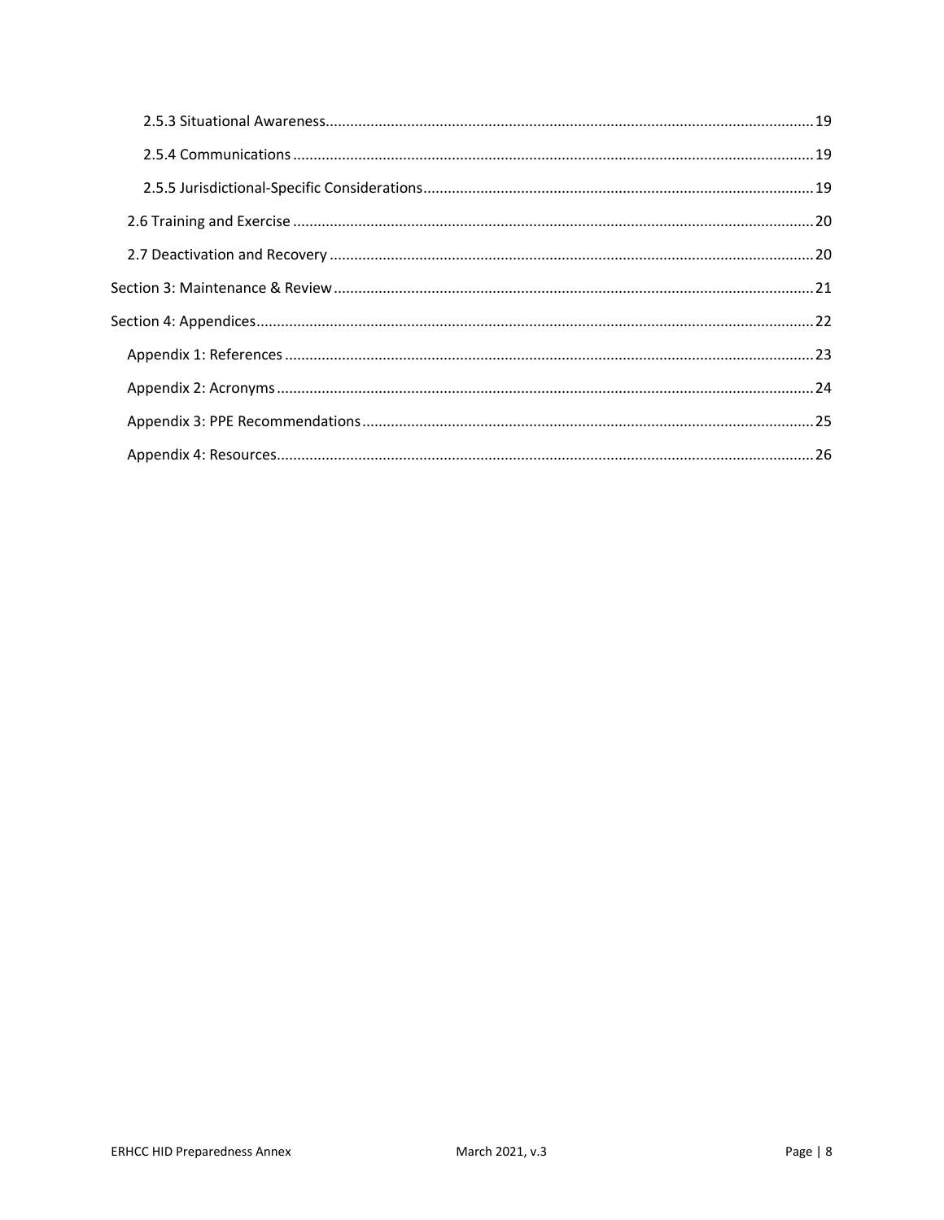2.5.3 Situational Awareness....................................................................................................................19

2.5.4 Communications ............................................................................................................................19

2.5.5 Jurisdictional-Specific Considerations............................................................................................19

2.6 Training and Exercise ...........................................................................................................................20

2.7 Deactivation and Recovery ..................................................................................................................20

Section 3: Maintenance & Review.................................................................................................................21

Section 4: Appendices...................................................................................................................................22

Appendix 1: References .............................................................................................................................23

Appendix 2: Acronyms ...............................................................................................................................24

Appendix 3: PPE Recommendations .........................................................................................................25

Appendix 4: Resources...............................................................................................................................26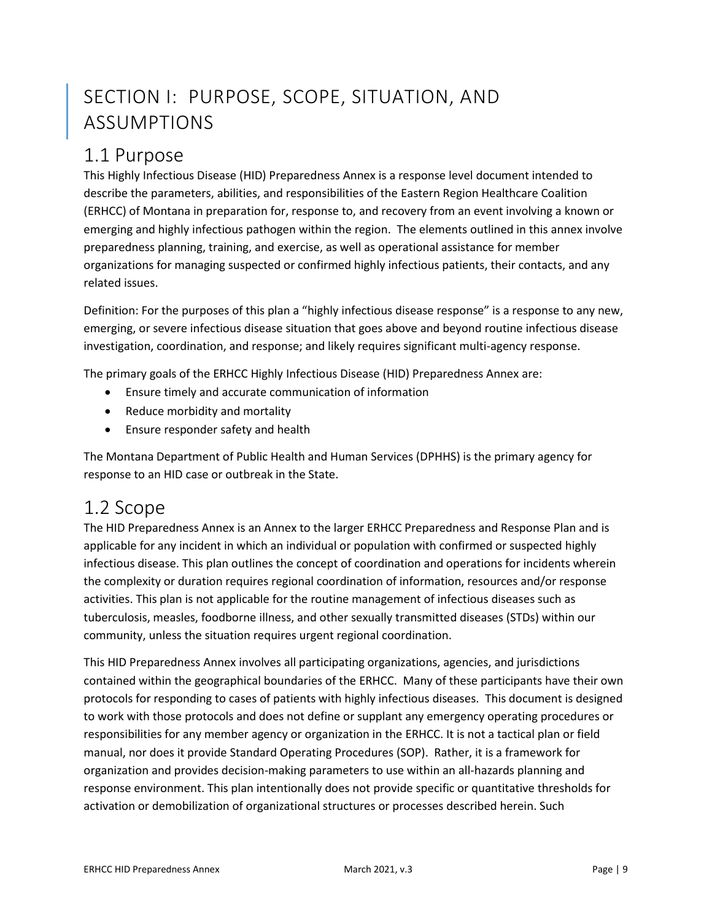# SECTION I: PURPOSE, SCOPE, SITUATION, AND ASSUMPTIONS

## 1.1 Purpose

This Highly Infectious Disease (HID) Preparedness Annex is a response level document intended to describe the parameters, abilities, and responsibilities of the Eastern Region Healthcare Coalition (ERHCC) of Montana in preparation for, response to, and recovery from an event involving a known or emerging and highly infectious pathogen within the region. The elements outlined in this annex involve preparedness planning, training, and exercise, as well as operational assistance for member organizations for managing suspected or confirmed highly infectious patients, their contacts, and any related issues.

Definition: For the purposes of this plan a "highly infectious disease response" is a response to any new, emerging, or severe infectious disease situation that goes above and beyond routine infectious disease investigation, coordination, and response; and likely requires significant multi-agency response.

The primary goals of the ERHCC Highly Infectious Disease (HID) Preparedness Annex are:

- Ensure timely and accurate communication of information
- Reduce morbidity and mortality
- Ensure responder safety and health

The Montana Department of Public Health and Human Services (DPHHS) is the primary agency for response to an HID case or outbreak in the State.

## 1.2 Scope

The HID Preparedness Annex is an Annex to the larger ERHCC Preparedness and Response Plan and is applicable for any incident in which an individual or population with confirmed or suspected highly infectious disease. This plan outlines the concept of coordination and operations for incidents wherein the complexity or duration requires regional coordination of information, resources and/or response activities. This plan is not applicable for the routine management of infectious diseases such as tuberculosis, measles, foodborne illness, and other sexually transmitted diseases (STDs) within our community, unless the situation requires urgent regional coordination.

This HID Preparedness Annex involves all participating organizations, agencies, and jurisdictions contained within the geographical boundaries of the ERHCC. Many of these participants have their own protocols for responding to cases of patients with highly infectious diseases. This document is designed to work with those protocols and does not define or supplant any emergency operating procedures or responsibilities for any member agency or organization in the ERHCC. It is not a tactical plan or field manual, nor does it provide Standard Operating Procedures (SOP). Rather, it is a framework for organization and provides decision-making parameters to use within an all-hazards planning and response environment. This plan intentionally does not provide specific or quantitative thresholds for activation or demobilization of organizational structures or processes described herein. Such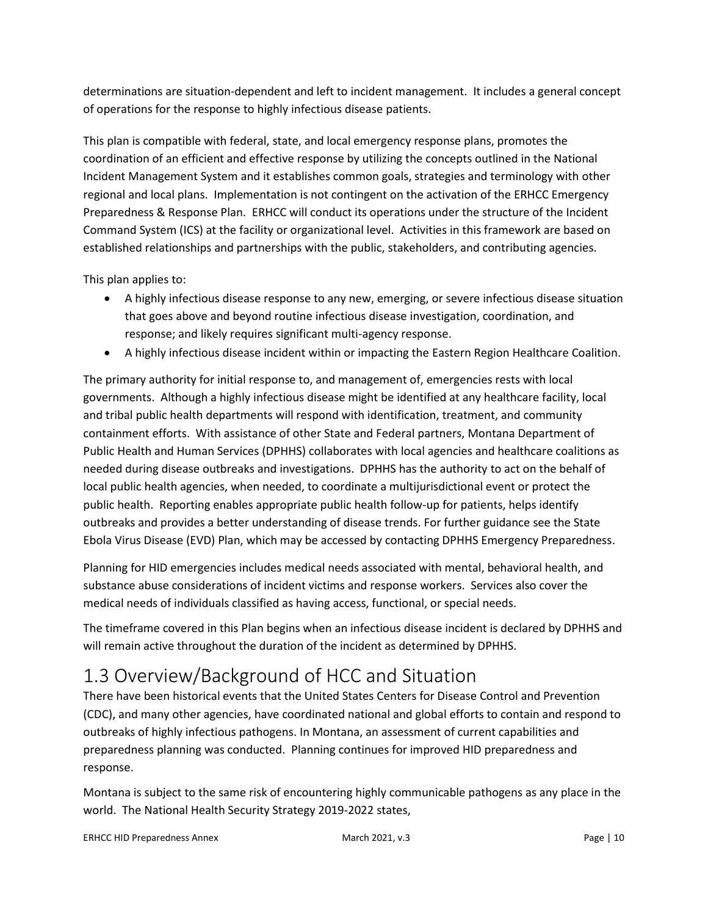determinations are situation-dependent and left to incident management. It includes a general concept of operations for the response to highly infectious disease patients.

This plan is compatible with federal, state, and local emergency response plans, promotes the coordination of an efficient and effective response by utilizing the concepts outlined in the National Incident Management System and it establishes common goals, strategies and terminology with other regional and local plans. Implementation is not contingent on the activation of the ERHCC Emergency Preparedness & Response Plan. ERHCC will conduct its operations under the structure of the Incident Command System (ICS) at the facility or organizational level. Activities in this framework are based on established relationships and partnerships with the public, stakeholders, and contributing agencies.

This plan applies to:

- A highly infectious disease response to any new, emerging, or severe infectious disease situation that goes above and beyond routine infectious disease investigation, coordination, and response; and likely requires significant multi-agency response.
- A highly infectious disease incident within or impacting the Eastern Region Healthcare Coalition.

The primary authority for initial response to, and management of, emergencies rests with local governments. Although a highly infectious disease might be identified at any healthcare facility, local and tribal public health departments will respond with identification, treatment, and community containment efforts. With assistance of other State and Federal partners, Montana Department of Public Health and Human Services (DPHHS) collaborates with local agencies and healthcare coalitions as needed during disease outbreaks and investigations. DPHHS has the authority to act on the behalf of local public health agencies, when needed, to coordinate a multijurisdictional event or protect the public health. Reporting enables appropriate public health follow-up for patients, helps identify outbreaks and provides a better understanding of disease trends. For further guidance see the State Ebola Virus Disease (EVD) Plan, which may be accessed by contacting DPHHS Emergency Preparedness.

Planning for HID emergencies includes medical needs associated with mental, behavioral health, and substance abuse considerations of incident victims and response workers. Services also cover the medical needs of individuals classified as having access, functional, or special needs.

The timeframe covered in this Plan begins when an infectious disease incident is declared by DPHHS and will remain active throughout the duration of the incident as determined by DPHHS.

# 1.3 Overview/Background of HCC and Situation

There have been historical events that the United States Centers for Disease Control and Prevention (CDC), and many other agencies, have coordinated national and global efforts to contain and respond to outbreaks of highly infectious pathogens. In Montana, an assessment of current capabilities and preparedness planning was conducted. Planning continues for improved HID preparedness and response.

Montana is subject to the same risk of encountering highly communicable pathogens as any place in the world. The National Health Security Strategy 2019-2022 states,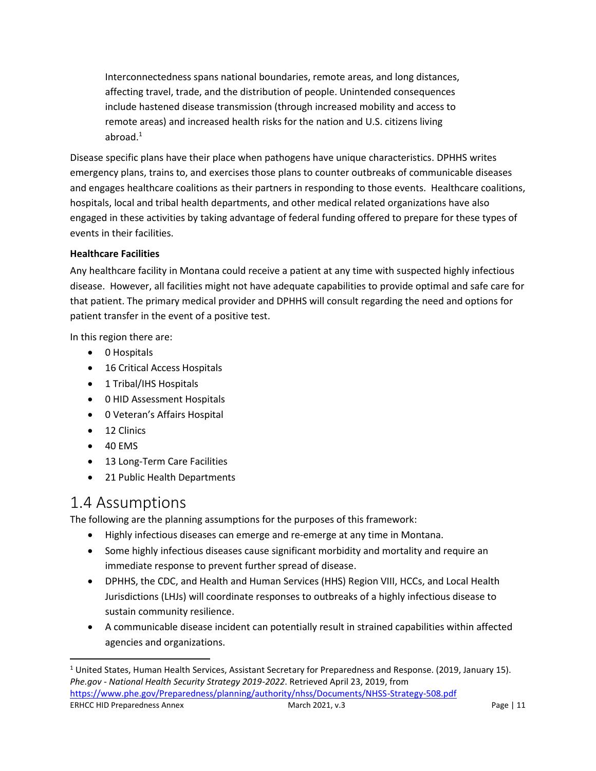> Interconnectedness spans national boundaries, remote areas, and long distances, affecting travel, trade, and the distribution of people. Unintended consequences include hastened disease transmission (through increased mobility and access to remote areas) and increased health risks for the nation and U.S. citizens living abroad.[1]

Disease specific plans have their place when pathogens have unique characteristics. DPHHS writes emergency plans, trains to, and exercises those plans to counter outbreaks of communicable diseases and engages healthcare coalitions as their partners in responding to those events. Healthcare coalitions, hospitals, local and tribal health departments, and other medical related organizations have also engaged in these activities by taking advantage of federal funding offered to prepare for these types of events in their facilities.

**Healthcare Facilities**

Any healthcare facility in Montana could receive a patient at any time with suspected highly infectious disease. However, all facilities might not have adequate capabilities to provide optimal and safe care for that patient. The primary medical provider and DPHHS will consult regarding the need and options for patient transfer in the event of a positive test.

In this region there are:

- 0 Hospitals
- 16 Critical Access Hospitals
- 1 Tribal/IHS Hospitals
- 0 HID Assessment Hospitals
- 0 Veteran's Affairs Hospital
- 12 Clinics
- 40 EMS
- 13 Long-Term Care Facilities
- 21 Public Health Departments

## 1.4 Assumptions

The following are the planning assumptions for the purposes of this framework:

- Highly infectious diseases can emerge and re-emerge at any time in Montana.
- Some highly infectious diseases cause significant morbidity and mortality and require an immediate response to prevent further spread of disease.
- DPHHS, the CDC, and Health and Human Services (HHS) Region VIII, HCCs, and Local Health Jurisdictions (LHJs) will coordinate responses to outbreaks of a highly infectious disease to sustain community resilience.
- A communicable disease incident can potentially result in strained capabilities within affected agencies and organizations.

---

[1] United States, Human Health Services, Assistant Secretary for Preparedness and Response. (2019, January 15). *Phe.gov - National Health Security Strategy 2019-2022*. Retrieved April 23, 2019, from https://www.phe.gov/Preparedness/planning/authority/nhss/Documents/NHSS-Strategy-508.pdf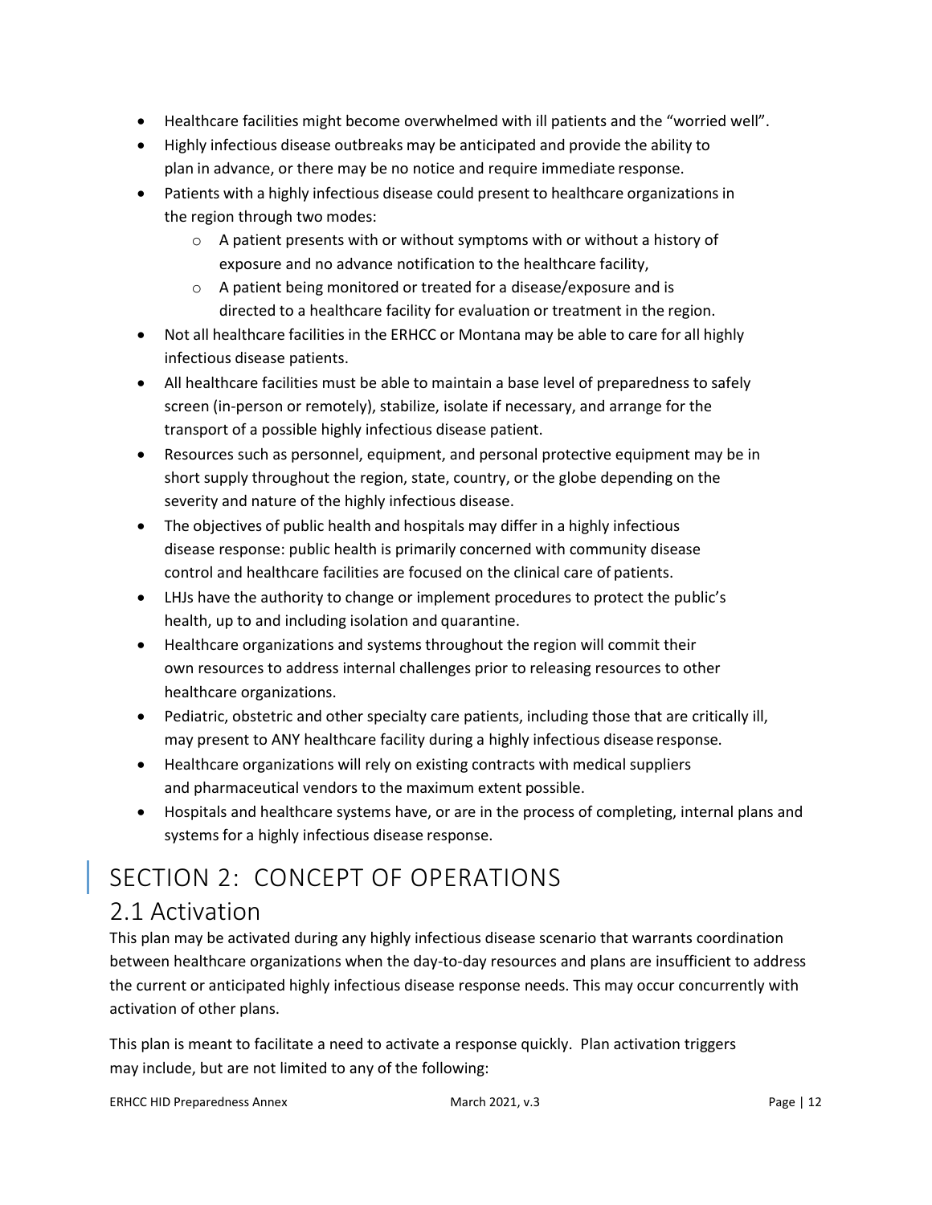- Healthcare facilities might become overwhelmed with ill patients and the "worried well".
- Highly infectious disease outbreaks may be anticipated and provide the ability to plan in advance, or there may be no notice and require immediate response.
- Patients with a highly infectious disease could present to healthcare organizations in the region through two modes:
  - A patient presents with or without symptoms with or without a history of exposure and no advance notification to the healthcare facility,
  - A patient being monitored or treated for a disease/exposure and is directed to a healthcare facility for evaluation or treatment in the region.
- Not all healthcare facilities in the ERHCC or Montana may be able to care for all highly infectious disease patients.
- All healthcare facilities must be able to maintain a base level of preparedness to safely screen (in-person or remotely), stabilize, isolate if necessary, and arrange for the transport of a possible highly infectious disease patient.
- Resources such as personnel, equipment, and personal protective equipment may be in short supply throughout the region, state, country, or the globe depending on the severity and nature of the highly infectious disease.
- The objectives of public health and hospitals may differ in a highly infectious disease response: public health is primarily concerned with community disease control and healthcare facilities are focused on the clinical care of patients.
- LHJs have the authority to change or implement procedures to protect the public's health, up to and including isolation and quarantine.
- Healthcare organizations and systems throughout the region will commit their own resources to address internal challenges prior to releasing resources to other healthcare organizations.
- Pediatric, obstetric and other specialty care patients, including those that are critically ill, may present to ANY healthcare facility during a highly infectious disease response.
- Healthcare organizations will rely on existing contracts with medical suppliers and pharmaceutical vendors to the maximum extent possible.
- Hospitals and healthcare systems have, or are in the process of completing, internal plans and systems for a highly infectious disease response.

# SECTION 2: CONCEPT OF OPERATIONS

## 2.1 Activation

This plan may be activated during any highly infectious disease scenario that warrants coordination between healthcare organizations when the day-to-day resources and plans are insufficient to address the current or anticipated highly infectious disease response needs. This may occur concurrently with activation of other plans.

This plan is meant to facilitate a need to activate a response quickly. Plan activation triggers may include, but are not limited to any of the following: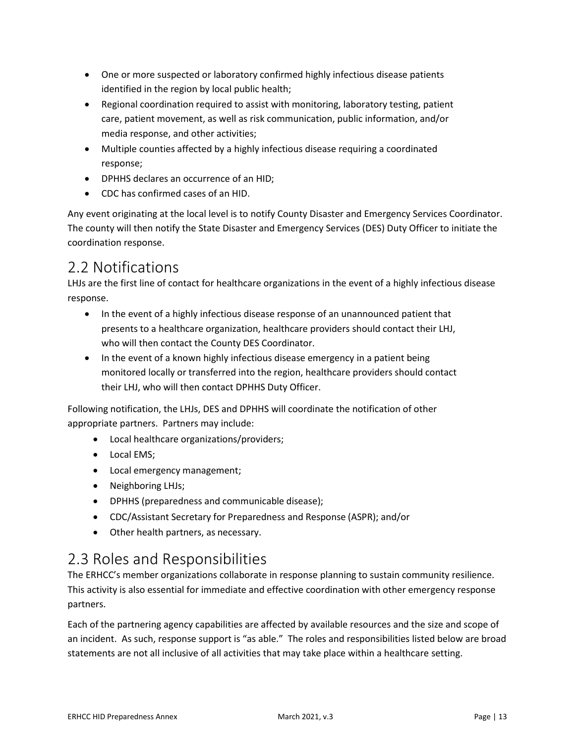- One or more suspected or laboratory confirmed highly infectious disease patients identified in the region by local public health;
- Regional coordination required to assist with monitoring, laboratory testing, patient care, patient movement, as well as risk communication, public information, and/or media response, and other activities;
- Multiple counties affected by a highly infectious disease requiring a coordinated response;
- DPHHS declares an occurrence of an HID;
- CDC has confirmed cases of an HID.

Any event originating at the local level is to notify County Disaster and Emergency Services Coordinator. The county will then notify the State Disaster and Emergency Services (DES) Duty Officer to initiate the coordination response.

## 2.2 Notifications

LHJs are the first line of contact for healthcare organizations in the event of a highly infectious disease response.

- In the event of a highly infectious disease response of an unannounced patient that presents to a healthcare organization, healthcare providers should contact their LHJ, who will then contact the County DES Coordinator.
- In the event of a known highly infectious disease emergency in a patient being monitored locally or transferred into the region, healthcare providers should contact their LHJ, who will then contact DPHHS Duty Officer.

Following notification, the LHJs, DES and DPHHS will coordinate the notification of other appropriate partners. Partners may include:

- Local healthcare organizations/providers;
- Local EMS;
- Local emergency management;
- Neighboring LHJs;
- DPHHS (preparedness and communicable disease);
- CDC/Assistant Secretary for Preparedness and Response (ASPR); and/or
- Other health partners, as necessary.

## 2.3 Roles and Responsibilities

The ERHCC's member organizations collaborate in response planning to sustain community resilience. This activity is also essential for immediate and effective coordination with other emergency response partners.

Each of the partnering agency capabilities are affected by available resources and the size and scope of an incident. As such, response support is "as able." The roles and responsibilities listed below are broad statements are not all inclusive of all activities that may take place within a healthcare setting.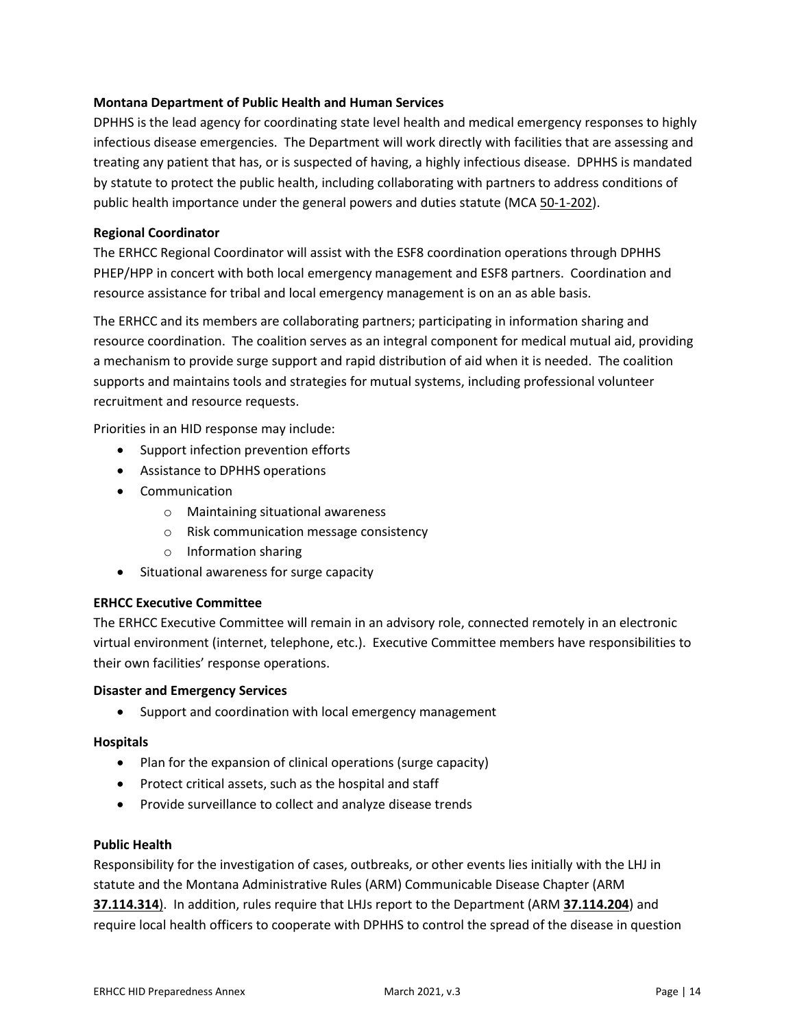**Montana Department of Public Health and Human Services**

DPHHS is the lead agency for coordinating state level health and medical emergency responses to highly infectious disease emergencies. The Department will work directly with facilities that are assessing and treating any patient that has, or is suspected of having, a highly infectious disease. DPHHS is mandated by statute to protect the public health, including collaborating with partners to address conditions of public health importance under the general powers and duties statute (MCA 50-1-202).

**Regional Coordinator**

The ERHCC Regional Coordinator will assist with the ESF8 coordination operations through DPHHS PHEP/HPP in concert with both local emergency management and ESF8 partners. Coordination and resource assistance for tribal and local emergency management is on an as able basis.

The ERHCC and its members are collaborating partners; participating in information sharing and resource coordination. The coalition serves as an integral component for medical mutual aid, providing a mechanism to provide surge support and rapid distribution of aid when it is needed. The coalition supports and maintains tools and strategies for mutual systems, including professional volunteer recruitment and resource requests.

Priorities in an HID response may include:

- Support infection prevention efforts
- Assistance to DPHHS operations
- Communication
  - Maintaining situational awareness
  - Risk communication message consistency
  - Information sharing
- Situational awareness for surge capacity

**ERHCC Executive Committee**

The ERHCC Executive Committee will remain in an advisory role, connected remotely in an electronic virtual environment (internet, telephone, etc.). Executive Committee members have responsibilities to their own facilities' response operations.

**Disaster and Emergency Services**

- Support and coordination with local emergency management

**Hospitals**

- Plan for the expansion of clinical operations (surge capacity)
- Protect critical assets, such as the hospital and staff
- Provide surveillance to collect and analyze disease trends

**Public Health**

Responsibility for the investigation of cases, outbreaks, or other events lies initially with the LHJ in statute and the Montana Administrative Rules (ARM) Communicable Disease Chapter (ARM **37.114.314**). In addition, rules require that LHJs report to the Department (ARM **37.114.204**) and require local health officers to cooperate with DPHHS to control the spread of the disease in question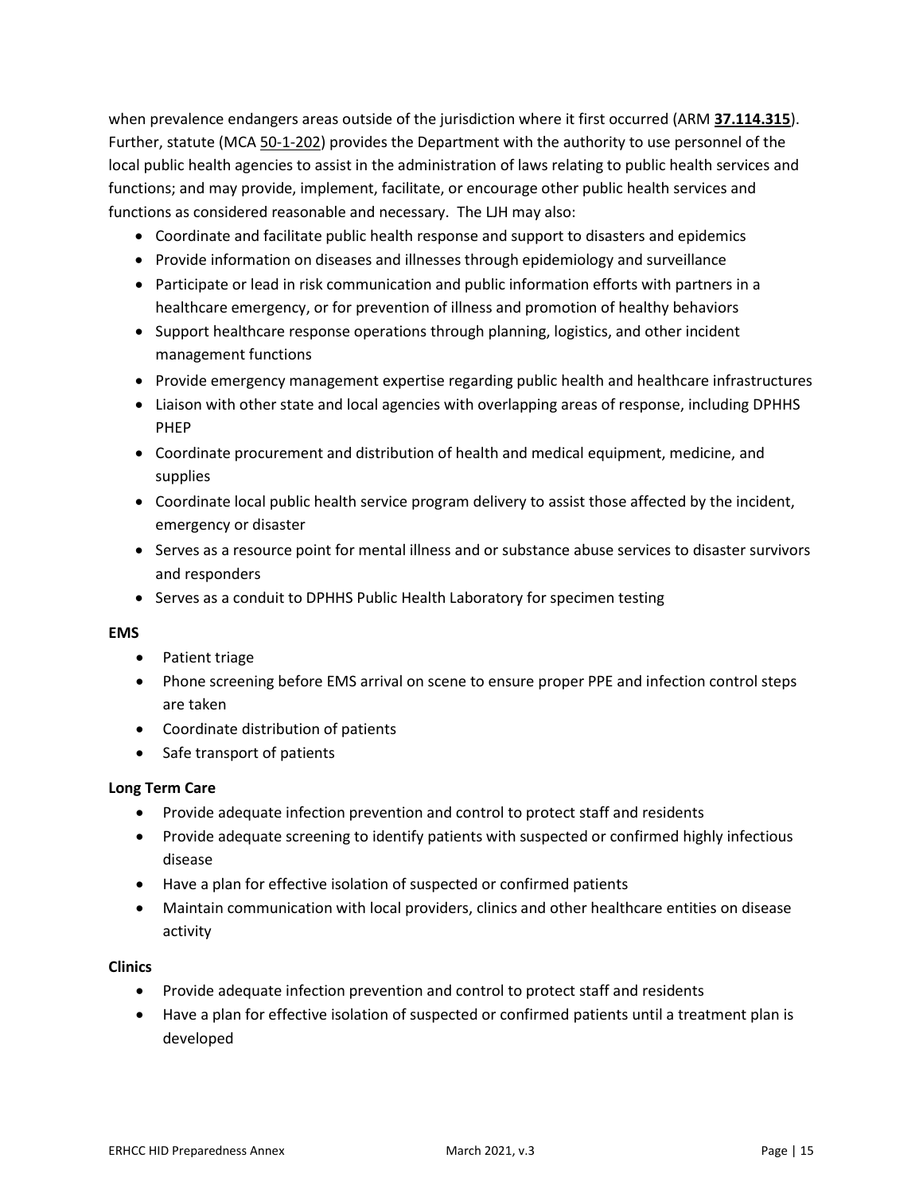when prevalence endangers areas outside of the jurisdiction where it first occurred (ARM **37.114.315**). Further, statute (MCA 50-1-202) provides the Department with the authority to use personnel of the local public health agencies to assist in the administration of laws relating to public health services and functions; and may provide, implement, facilitate, or encourage other public health services and functions as considered reasonable and necessary. The LJH may also:

- Coordinate and facilitate public health response and support to disasters and epidemics
- Provide information on diseases and illnesses through epidemiology and surveillance
- Participate or lead in risk communication and public information efforts with partners in a healthcare emergency, or for prevention of illness and promotion of healthy behaviors
- Support healthcare response operations through planning, logistics, and other incident management functions
- Provide emergency management expertise regarding public health and healthcare infrastructures
- Liaison with other state and local agencies with overlapping areas of response, including DPHHS PHEP
- Coordinate procurement and distribution of health and medical equipment, medicine, and supplies
- Coordinate local public health service program delivery to assist those affected by the incident, emergency or disaster
- Serves as a resource point for mental illness and or substance abuse services to disaster survivors and responders
- Serves as a conduit to DPHHS Public Health Laboratory for specimen testing

**EMS**

- Patient triage
- Phone screening before EMS arrival on scene to ensure proper PPE and infection control steps are taken
- Coordinate distribution of patients
- Safe transport of patients

**Long Term Care**

- Provide adequate infection prevention and control to protect staff and residents
- Provide adequate screening to identify patients with suspected or confirmed highly infectious disease
- Have a plan for effective isolation of suspected or confirmed patients
- Maintain communication with local providers, clinics and other healthcare entities on disease activity

**Clinics**

- Provide adequate infection prevention and control to protect staff and residents
- Have a plan for effective isolation of suspected or confirmed patients until a treatment plan is developed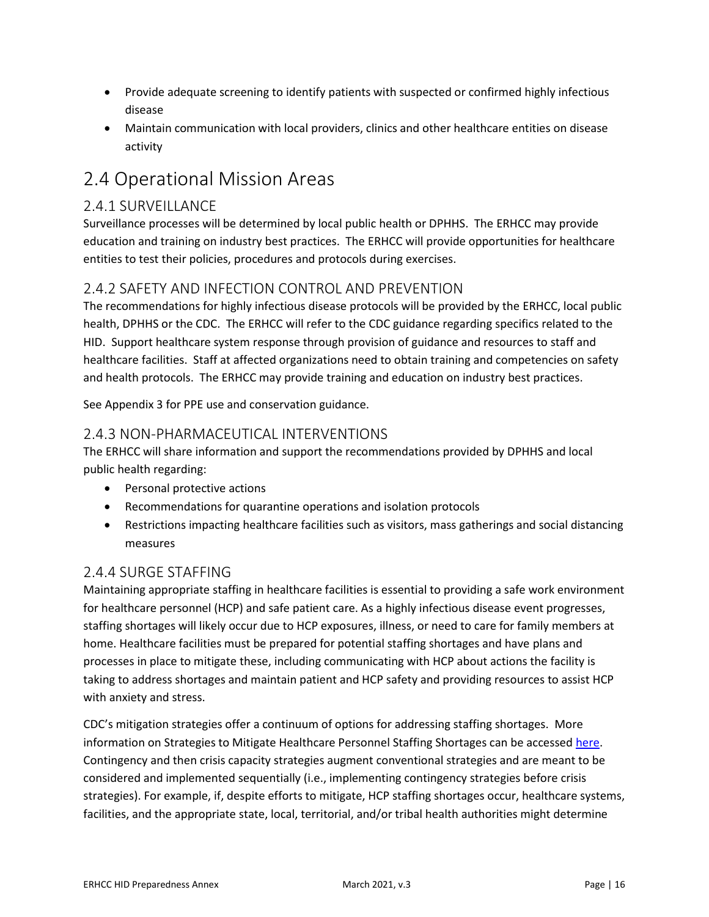- Provide adequate screening to identify patients with suspected or confirmed highly infectious disease
- Maintain communication with local providers, clinics and other healthcare entities on disease activity

# 2.4 Operational Mission Areas

## 2.4.1 SURVEILLANCE

Surveillance processes will be determined by local public health or DPHHS. The ERHCC may provide education and training on industry best practices. The ERHCC will provide opportunities for healthcare entities to test their policies, procedures and protocols during exercises.

## 2.4.2 SAFETY AND INFECTION CONTROL AND PREVENTION

The recommendations for highly infectious disease protocols will be provided by the ERHCC, local public health, DPHHS or the CDC. The ERHCC will refer to the CDC guidance regarding specifics related to the HID. Support healthcare system response through provision of guidance and resources to staff and healthcare facilities. Staff at affected organizations need to obtain training and competencies on safety and health protocols. The ERHCC may provide training and education on industry best practices.

See Appendix 3 for PPE use and conservation guidance.

## 2.4.3 NON-PHARMACEUTICAL INTERVENTIONS

The ERHCC will share information and support the recommendations provided by DPHHS and local public health regarding:

- Personal protective actions
- Recommendations for quarantine operations and isolation protocols
- Restrictions impacting healthcare facilities such as visitors, mass gatherings and social distancing measures

## 2.4.4 SURGE STAFFING

Maintaining appropriate staffing in healthcare facilities is essential to providing a safe work environment for healthcare personnel (HCP) and safe patient care. As a highly infectious disease event progresses, staffing shortages will likely occur due to HCP exposures, illness, or need to care for family members at home. Healthcare facilities must be prepared for potential staffing shortages and have plans and processes in place to mitigate these, including communicating with HCP about actions the facility is taking to address shortages and maintain patient and HCP safety and providing resources to assist HCP with anxiety and stress.

CDC's mitigation strategies offer a continuum of options for addressing staffing shortages. More information on Strategies to Mitigate Healthcare Personnel Staffing Shortages can be accessed here. Contingency and then crisis capacity strategies augment conventional strategies and are meant to be considered and implemented sequentially (i.e., implementing contingency strategies before crisis strategies). For example, if, despite efforts to mitigate, HCP staffing shortages occur, healthcare systems, facilities, and the appropriate state, local, territorial, and/or tribal health authorities might determine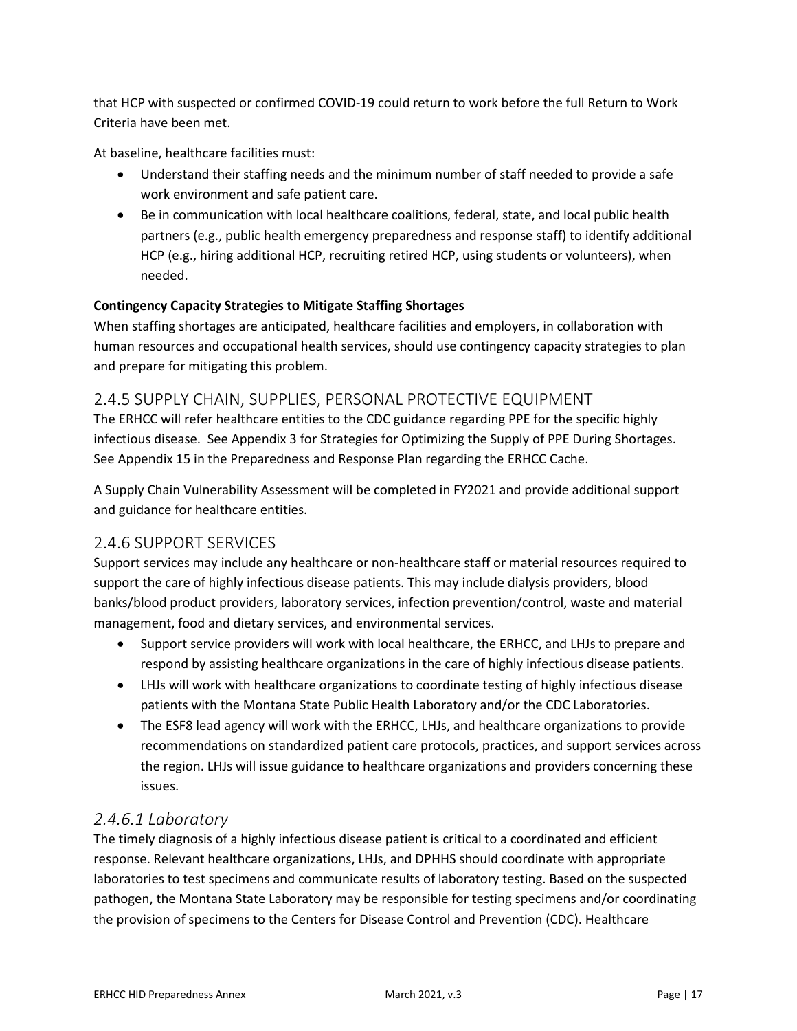that HCP with suspected or confirmed COVID-19 could return to work before the full Return to Work Criteria have been met.

At baseline, healthcare facilities must:

- Understand their staffing needs and the minimum number of staff needed to provide a safe work environment and safe patient care.
- Be in communication with local healthcare coalitions, federal, state, and local public health partners (e.g., public health emergency preparedness and response staff) to identify additional HCP (e.g., hiring additional HCP, recruiting retired HCP, using students or volunteers), when needed.

**Contingency Capacity Strategies to Mitigate Staffing Shortages**

When staffing shortages are anticipated, healthcare facilities and employers, in collaboration with human resources and occupational health services, should use contingency capacity strategies to plan and prepare for mitigating this problem.

## 2.4.5 SUPPLY CHAIN, SUPPLIES, PERSONAL PROTECTIVE EQUIPMENT

The ERHCC will refer healthcare entities to the CDC guidance regarding PPE for the specific highly infectious disease. See Appendix 3 for Strategies for Optimizing the Supply of PPE During Shortages. See Appendix 15 in the Preparedness and Response Plan regarding the ERHCC Cache.

A Supply Chain Vulnerability Assessment will be completed in FY2021 and provide additional support and guidance for healthcare entities.

## 2.4.6 SUPPORT SERVICES

Support services may include any healthcare or non-healthcare staff or material resources required to support the care of highly infectious disease patients. This may include dialysis providers, blood banks/blood product providers, laboratory services, infection prevention/control, waste and material management, food and dietary services, and environmental services.

- Support service providers will work with local healthcare, the ERHCC, and LHJs to prepare and respond by assisting healthcare organizations in the care of highly infectious disease patients.
- LHJs will work with healthcare organizations to coordinate testing of highly infectious disease patients with the Montana State Public Health Laboratory and/or the CDC Laboratories.
- The ESF8 lead agency will work with the ERHCC, LHJs, and healthcare organizations to provide recommendations on standardized patient care protocols, practices, and support services across the region. LHJs will issue guidance to healthcare organizations and providers concerning these issues.

### *2.4.6.1 Laboratory*

The timely diagnosis of a highly infectious disease patient is critical to a coordinated and efficient response. Relevant healthcare organizations, LHJs, and DPHHS should coordinate with appropriate laboratories to test specimens and communicate results of laboratory testing. Based on the suspected pathogen, the Montana State Laboratory may be responsible for testing specimens and/or coordinating the provision of specimens to the Centers for Disease Control and Prevention (CDC). Healthcare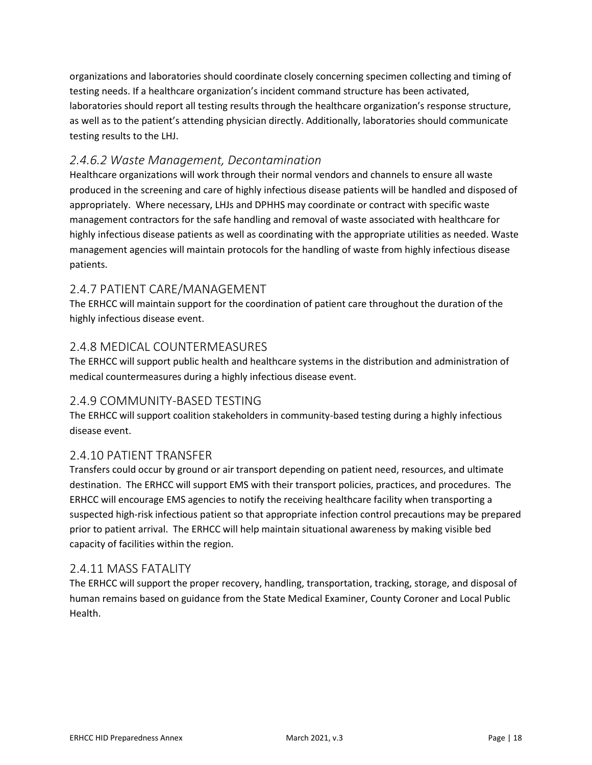organizations and laboratories should coordinate closely concerning specimen collecting and timing of testing needs. If a healthcare organization's incident command structure has been activated, laboratories should report all testing results through the healthcare organization's response structure, as well as to the patient's attending physician directly. Additionally, laboratories should communicate testing results to the LHJ.

#### *2.4.6.2 Waste Management, Decontamination*

Healthcare organizations will work through their normal vendors and channels to ensure all waste produced in the screening and care of highly infectious disease patients will be handled and disposed of appropriately. Where necessary, LHJs and DPHHS may coordinate or contract with specific waste management contractors for the safe handling and removal of waste associated with healthcare for highly infectious disease patients as well as coordinating with the appropriate utilities as needed. Waste management agencies will maintain protocols for the handling of waste from highly infectious disease patients.

### 2.4.7 PATIENT CARE/MANAGEMENT

The ERHCC will maintain support for the coordination of patient care throughout the duration of the highly infectious disease event.

### 2.4.8 MEDICAL COUNTERMEASURES

The ERHCC will support public health and healthcare systems in the distribution and administration of medical countermeasures during a highly infectious disease event.

### 2.4.9 COMMUNITY-BASED TESTING

The ERHCC will support coalition stakeholders in community-based testing during a highly infectious disease event.

### 2.4.10 PATIENT TRANSFER

Transfers could occur by ground or air transport depending on patient need, resources, and ultimate destination. The ERHCC will support EMS with their transport policies, practices, and procedures. The ERHCC will encourage EMS agencies to notify the receiving healthcare facility when transporting a suspected high-risk infectious patient so that appropriate infection control precautions may be prepared prior to patient arrival. The ERHCC will help maintain situational awareness by making visible bed capacity of facilities within the region.

### 2.4.11 MASS FATALITY

The ERHCC will support the proper recovery, handling, transportation, tracking, storage, and disposal of human remains based on guidance from the State Medical Examiner, County Coroner and Local Public Health.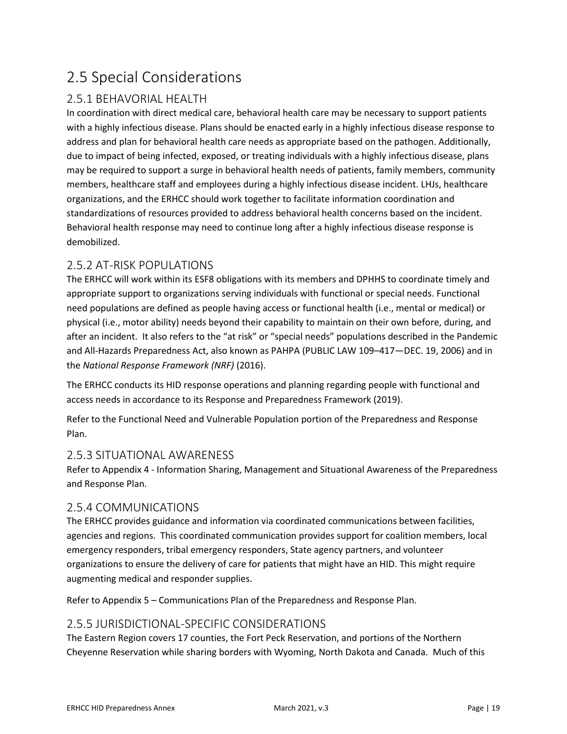# 2.5 Special Considerations

## 2.5.1 BEHAVORIAL HEALTH

In coordination with direct medical care, behavioral health care may be necessary to support patients with a highly infectious disease. Plans should be enacted early in a highly infectious disease response to address and plan for behavioral health care needs as appropriate based on the pathogen. Additionally, due to impact of being infected, exposed, or treating individuals with a highly infectious disease, plans may be required to support a surge in behavioral health needs of patients, family members, community members, healthcare staff and employees during a highly infectious disease incident. LHJs, healthcare organizations, and the ERHCC should work together to facilitate information coordination and standardizations of resources provided to address behavioral health concerns based on the incident. Behavioral health response may need to continue long after a highly infectious disease response is demobilized.

## 2.5.2 AT-RISK POPULATIONS

The ERHCC will work within its ESF8 obligations with its members and DPHHS to coordinate timely and appropriate support to organizations serving individuals with functional or special needs. Functional need populations are defined as people having access or functional health (i.e., mental or medical) or physical (i.e., motor ability) needs beyond their capability to maintain on their own before, during, and after an incident. It also refers to the "at risk" or "special needs" populations described in the Pandemic and All-Hazards Preparedness Act, also known as PAHPA (PUBLIC LAW 109–417—DEC. 19, 2006) and in the *National Response Framework (NRF)* (2016).

The ERHCC conducts its HID response operations and planning regarding people with functional and access needs in accordance to its Response and Preparedness Framework (2019).

Refer to the Functional Need and Vulnerable Population portion of the Preparedness and Response Plan.

## 2.5.3 SITUATIONAL AWARENESS

Refer to Appendix 4 - Information Sharing, Management and Situational Awareness of the Preparedness and Response Plan.

## 2.5.4 COMMUNICATIONS

The ERHCC provides guidance and information via coordinated communications between facilities, agencies and regions. This coordinated communication provides support for coalition members, local emergency responders, tribal emergency responders, State agency partners, and volunteer organizations to ensure the delivery of care for patients that might have an HID. This might require augmenting medical and responder supplies.

Refer to Appendix 5 – Communications Plan of the Preparedness and Response Plan.

## 2.5.5 JURISDICTIONAL-SPECIFIC CONSIDERATIONS

The Eastern Region covers 17 counties, the Fort Peck Reservation, and portions of the Northern Cheyenne Reservation while sharing borders with Wyoming, North Dakota and Canada. Much of this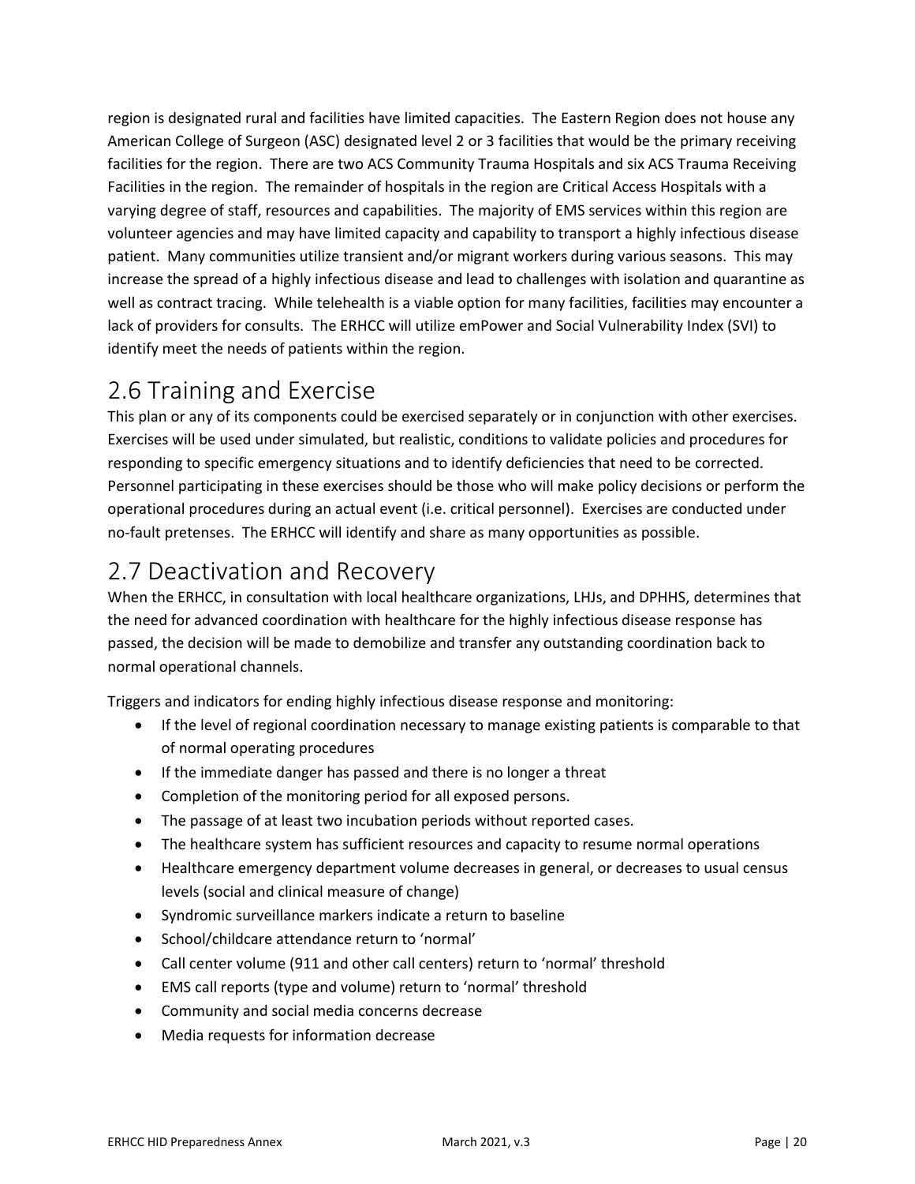region is designated rural and facilities have limited capacities. The Eastern Region does not house any American College of Surgeon (ASC) designated level 2 or 3 facilities that would be the primary receiving facilities for the region. There are two ACS Community Trauma Hospitals and six ACS Trauma Receiving Facilities in the region. The remainder of hospitals in the region are Critical Access Hospitals with a varying degree of staff, resources and capabilities. The majority of EMS services within this region are volunteer agencies and may have limited capacity and capability to transport a highly infectious disease patient. Many communities utilize transient and/or migrant workers during various seasons. This may increase the spread of a highly infectious disease and lead to challenges with isolation and quarantine as well as contract tracing. While telehealth is a viable option for many facilities, facilities may encounter a lack of providers for consults. The ERHCC will utilize emPower and Social Vulnerability Index (SVI) to identify meet the needs of patients within the region.

## 2.6 Training and Exercise

This plan or any of its components could be exercised separately or in conjunction with other exercises. Exercises will be used under simulated, but realistic, conditions to validate policies and procedures for responding to specific emergency situations and to identify deficiencies that need to be corrected. Personnel participating in these exercises should be those who will make policy decisions or perform the operational procedures during an actual event (i.e. critical personnel). Exercises are conducted under no-fault pretenses. The ERHCC will identify and share as many opportunities as possible.

## 2.7 Deactivation and Recovery

When the ERHCC, in consultation with local healthcare organizations, LHJs, and DPHHS, determines that the need for advanced coordination with healthcare for the highly infectious disease response has passed, the decision will be made to demobilize and transfer any outstanding coordination back to normal operational channels.

Triggers and indicators for ending highly infectious disease response and monitoring:

- If the level of regional coordination necessary to manage existing patients is comparable to that of normal operating procedures
- If the immediate danger has passed and there is no longer a threat
- Completion of the monitoring period for all exposed persons.
- The passage of at least two incubation periods without reported cases.
- The healthcare system has sufficient resources and capacity to resume normal operations
- Healthcare emergency department volume decreases in general, or decreases to usual census levels (social and clinical measure of change)
- Syndromic surveillance markers indicate a return to baseline
- School/childcare attendance return to 'normal'
- Call center volume (911 and other call centers) return to 'normal' threshold
- EMS call reports (type and volume) return to 'normal' threshold
- Community and social media concerns decrease
- Media requests for information decrease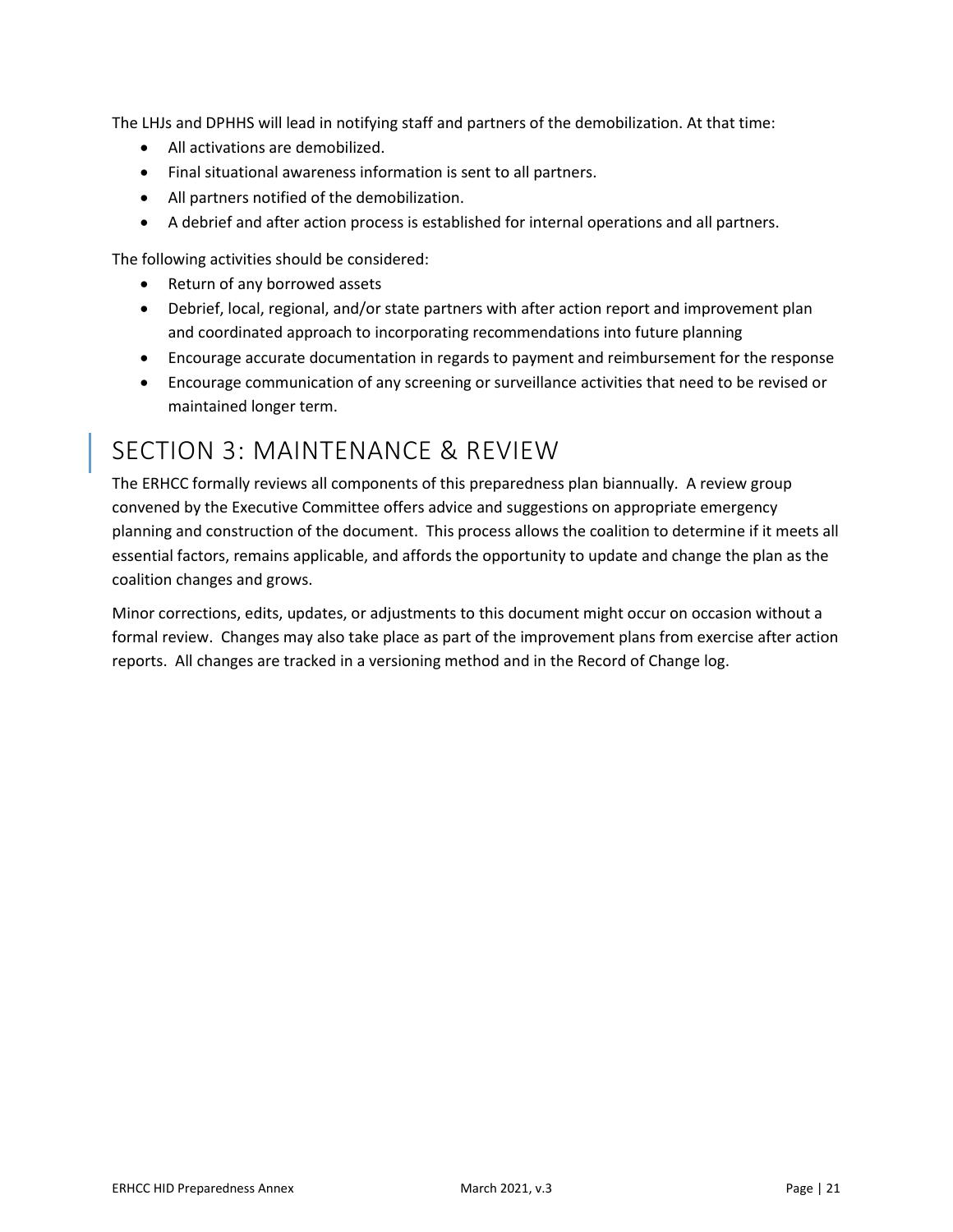The LHJs and DPHHS will lead in notifying staff and partners of the demobilization. At that time:

- All activations are demobilized.
- Final situational awareness information is sent to all partners.
- All partners notified of the demobilization.
- A debrief and after action process is established for internal operations and all partners.

The following activities should be considered:

- Return of any borrowed assets
- Debrief, local, regional, and/or state partners with after action report and improvement plan and coordinated approach to incorporating recommendations into future planning
- Encourage accurate documentation in regards to payment and reimbursement for the response
- Encourage communication of any screening or surveillance activities that need to be revised or maintained longer term.

# SECTION 3: MAINTENANCE & REVIEW

The ERHCC formally reviews all components of this preparedness plan biannually. A review group convened by the Executive Committee offers advice and suggestions on appropriate emergency planning and construction of the document. This process allows the coalition to determine if it meets all essential factors, remains applicable, and affords the opportunity to update and change the plan as the coalition changes and grows.

Minor corrections, edits, updates, or adjustments to this document might occur on occasion without a formal review. Changes may also take place as part of the improvement plans from exercise after action reports. All changes are tracked in a versioning method and in the Record of Change log.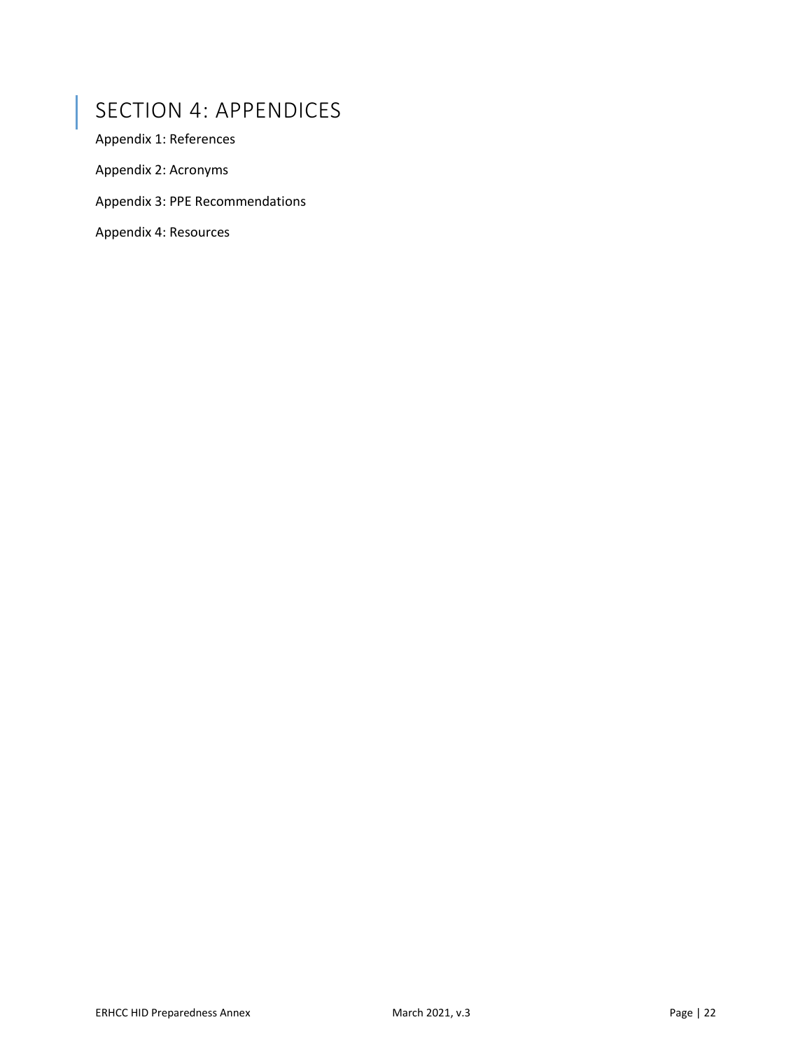# SECTION 4: APPENDICES

Appendix 1: References

Appendix 2: Acronyms

Appendix 3: PPE Recommendations

Appendix 4: Resources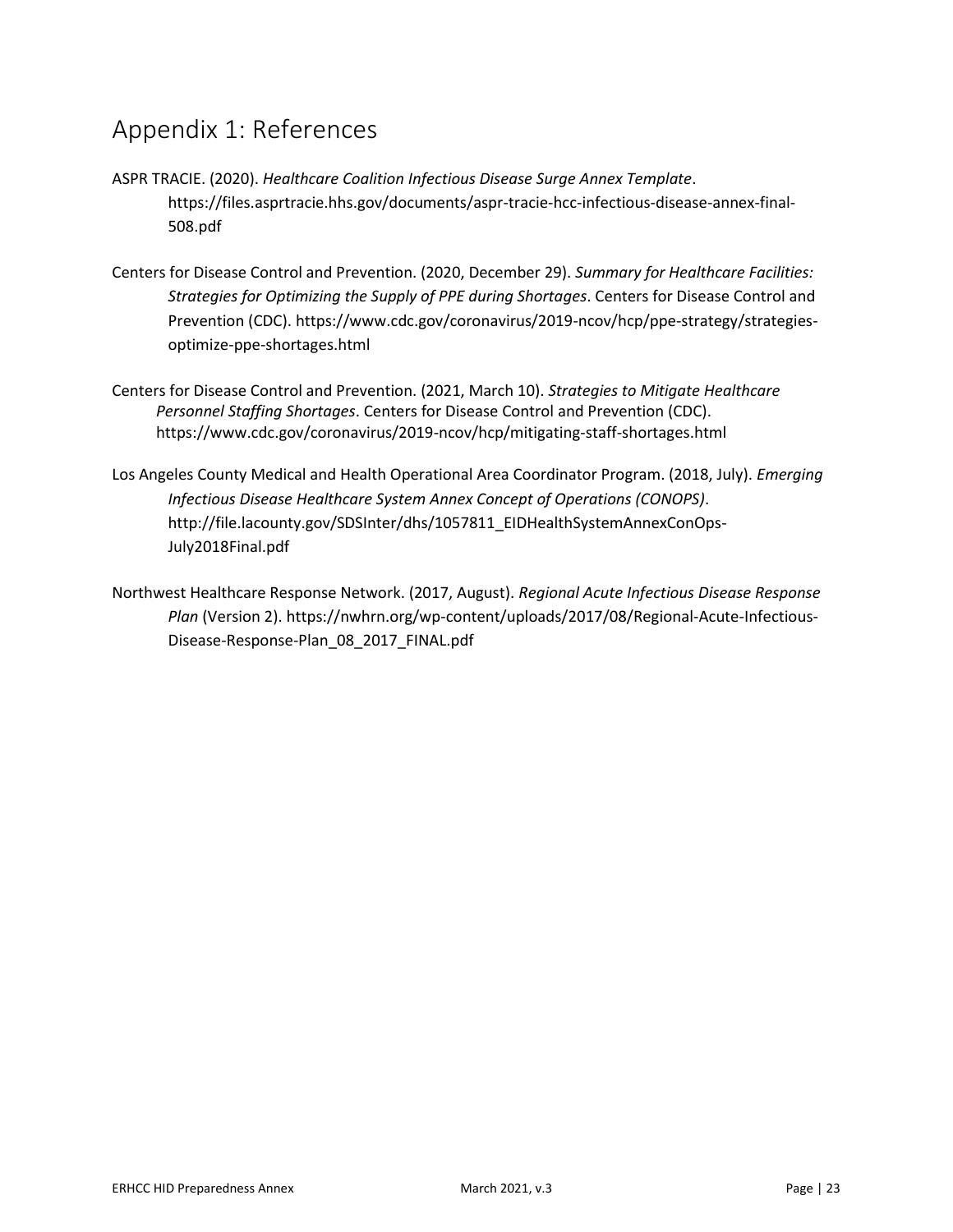# Appendix 1: References

ASPR TRACIE. (2020). *Healthcare Coalition Infectious Disease Surge Annex Template*. https://files.asprtracie.hhs.gov/documents/aspr-tracie-hcc-infectious-disease-annex-final-508.pdf

Centers for Disease Control and Prevention. (2020, December 29). *Summary for Healthcare Facilities: Strategies for Optimizing the Supply of PPE during Shortages*. Centers for Disease Control and Prevention (CDC). https://www.cdc.gov/coronavirus/2019-ncov/hcp/ppe-strategy/strategies-optimize-ppe-shortages.html

Centers for Disease Control and Prevention. (2021, March 10). *Strategies to Mitigate Healthcare Personnel Staffing Shortages*. Centers for Disease Control and Prevention (CDC). https://www.cdc.gov/coronavirus/2019-ncov/hcp/mitigating-staff-shortages.html

Los Angeles County Medical and Health Operational Area Coordinator Program. (2018, July). *Emerging Infectious Disease Healthcare System Annex Concept of Operations (CONOPS)*. http://file.lacounty.gov/SDSInter/dhs/1057811_EIDHealthSystemAnnexConOps-July2018Final.pdf

Northwest Healthcare Response Network. (2017, August). *Regional Acute Infectious Disease Response Plan* (Version 2). https://nwhrn.org/wp-content/uploads/2017/08/Regional-Acute-Infectious-Disease-Response-Plan_08_2017_FINAL.pdf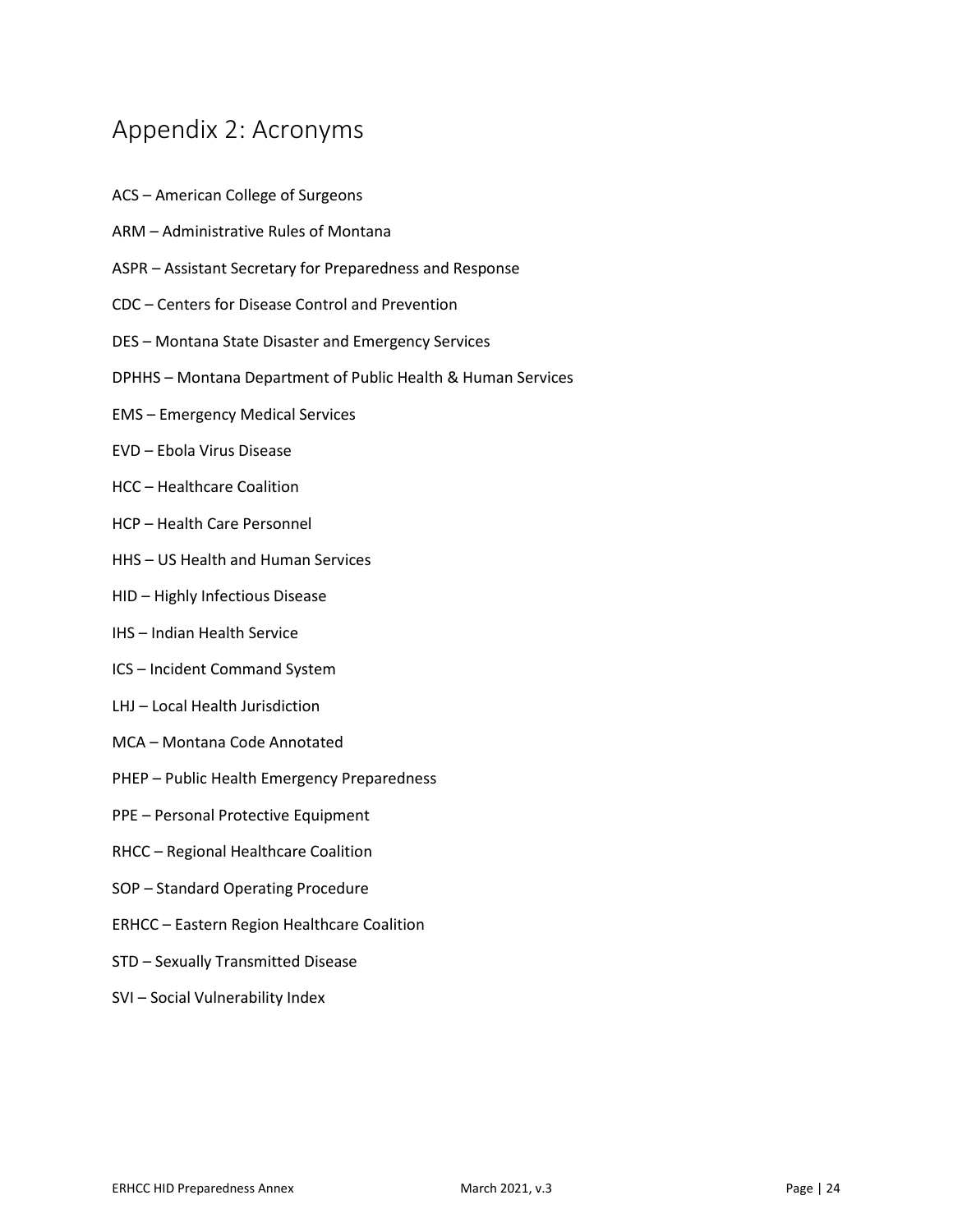## Appendix 2: Acronyms

ACS – American College of Surgeons

ARM – Administrative Rules of Montana

ASPR – Assistant Secretary for Preparedness and Response

CDC – Centers for Disease Control and Prevention

DES – Montana State Disaster and Emergency Services

DPHHS – Montana Department of Public Health & Human Services

EMS – Emergency Medical Services

EVD – Ebola Virus Disease

HCC – Healthcare Coalition

HCP – Health Care Personnel

HHS – US Health and Human Services

HID – Highly Infectious Disease

IHS – Indian Health Service

ICS – Incident Command System

LHJ – Local Health Jurisdiction

MCA – Montana Code Annotated

PHEP – Public Health Emergency Preparedness

PPE – Personal Protective Equipment

RHCC – Regional Healthcare Coalition

SOP – Standard Operating Procedure

ERHCC – Eastern Region Healthcare Coalition

STD – Sexually Transmitted Disease

SVI – Social Vulnerability Index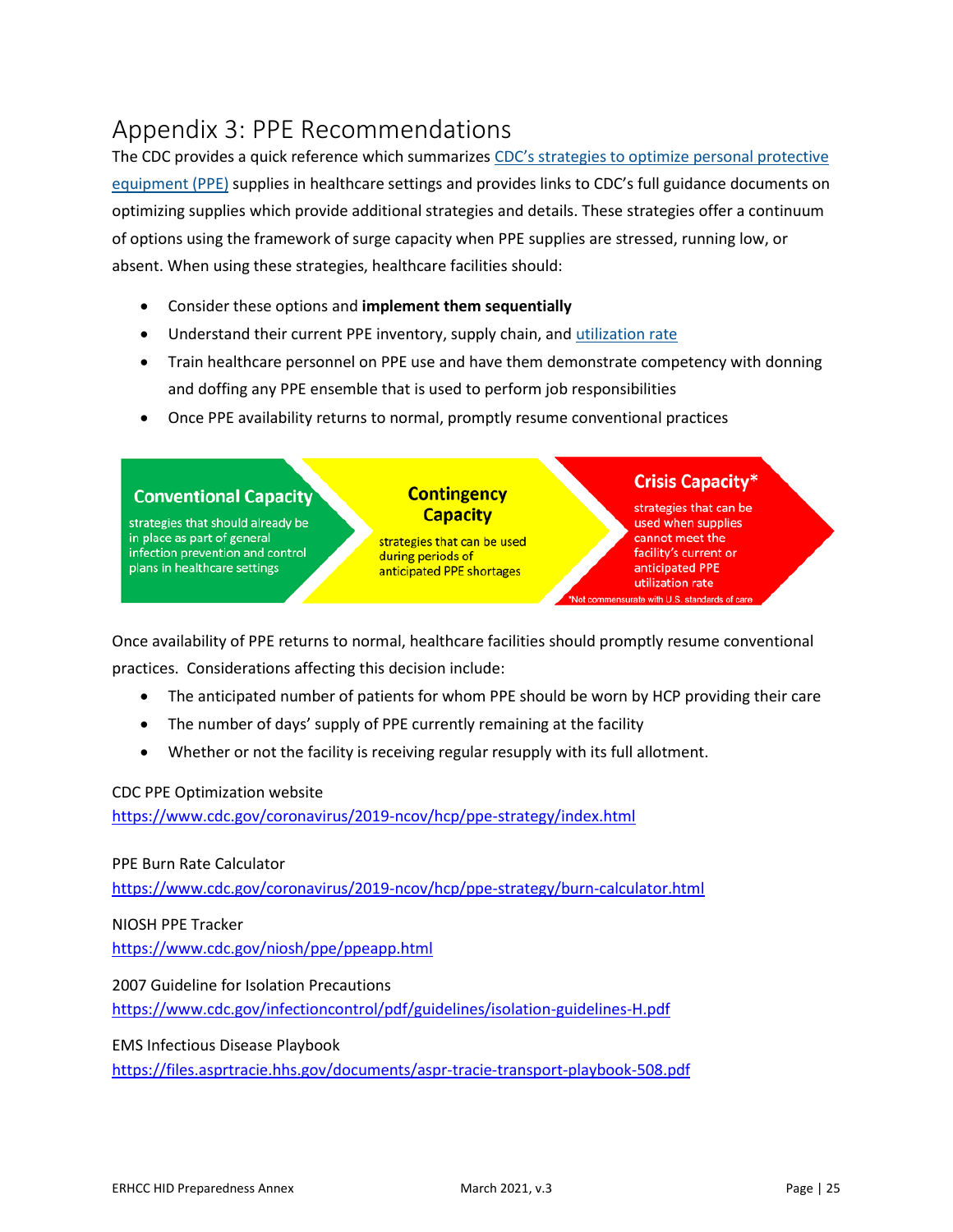# Appendix 3: PPE Recommendations

The CDC provides a quick reference which summarizes [CDC's strategies to optimize personal protective equipment (PPE)](https://www.cdc.gov/coronavirus/2019-ncov/hcp/ppe-strategy/index.html) supplies in healthcare settings and provides links to CDC's full guidance documents on optimizing supplies which provide additional strategies and details. These strategies offer a continuum of options using the framework of surge capacity when PPE supplies are stressed, running low, or absent. When using these strategies, healthcare facilities should:

- Consider these options and **implement them sequentially**
- Understand their current PPE inventory, supply chain, and utilization rate
- Train healthcare personnel on PPE use and have them demonstrate competency with donning and doffing any PPE ensemble that is used to perform job responsibilities
- Once PPE availability returns to normal, promptly resume conventional practices

**Conventional Capacity**
strategies that should already be in place as part of general infection prevention and control plans in healthcare settings

**Contingency Capacity**
strategies that can be used during periods of anticipated PPE shortages

**Crisis Capacity***
strategies that can be used when supplies cannot meet the facility's current or anticipated PPE utilization rate

*Not commensurate with U.S. standards of care

Once availability of PPE returns to normal, healthcare facilities should promptly resume conventional practices. Considerations affecting this decision include:

- The anticipated number of patients for whom PPE should be worn by HCP providing their care
- The number of days' supply of PPE currently remaining at the facility
- Whether or not the facility is receiving regular resupply with its full allotment.

CDC PPE Optimization website
https://www.cdc.gov/coronavirus/2019-ncov/hcp/ppe-strategy/index.html

PPE Burn Rate Calculator
https://www.cdc.gov/coronavirus/2019-ncov/hcp/ppe-strategy/burn-calculator.html

NIOSH PPE Tracker
https://www.cdc.gov/niosh/ppe/ppeapp.html

2007 Guideline for Isolation Precautions
https://www.cdc.gov/infectioncontrol/pdf/guidelines/isolation-guidelines-H.pdf

EMS Infectious Disease Playbook
https://files.asprtracie.hhs.gov/documents/aspr-tracie-transport-playbook-508.pdf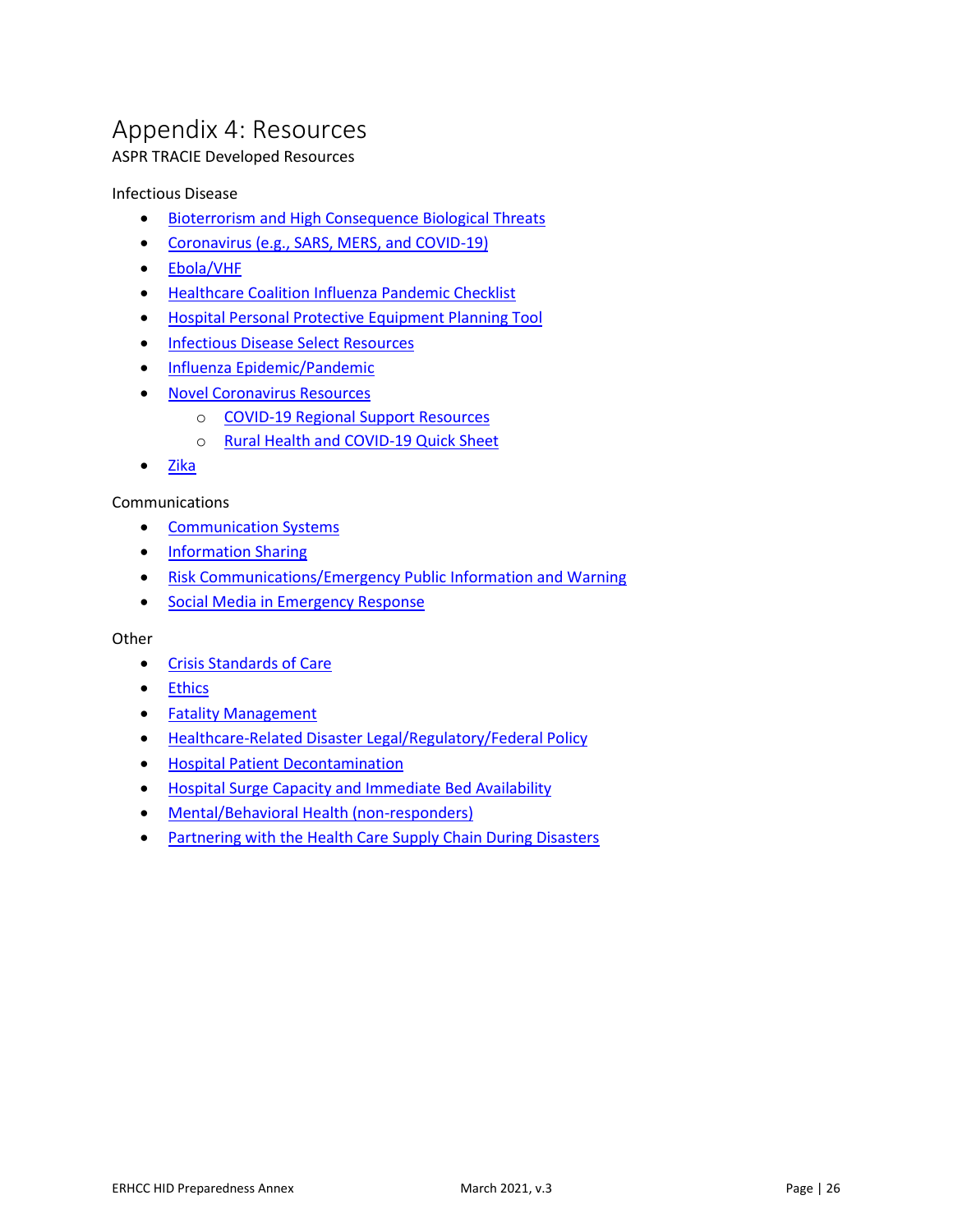# Appendix 4: Resources

ASPR TRACIE Developed Resources

Infectious Disease

- Bioterrorism and High Consequence Biological Threats
- Coronavirus (e.g., SARS, MERS, and COVID-19)
- Ebola/VHF
- Healthcare Coalition Influenza Pandemic Checklist
- Hospital Personal Protective Equipment Planning Tool
- Infectious Disease Select Resources
- Influenza Epidemic/Pandemic
- Novel Coronavirus Resources
    - COVID-19 Regional Support Resources
    - Rural Health and COVID-19 Quick Sheet
- Zika

Communications

- Communication Systems
- Information Sharing
- Risk Communications/Emergency Public Information and Warning
- Social Media in Emergency Response

Other

- Crisis Standards of Care
- Ethics
- Fatality Management
- Healthcare-Related Disaster Legal/Regulatory/Federal Policy
- Hospital Patient Decontamination
- Hospital Surge Capacity and Immediate Bed Availability
- Mental/Behavioral Health (non-responders)
- Partnering with the Health Care Supply Chain During Disasters